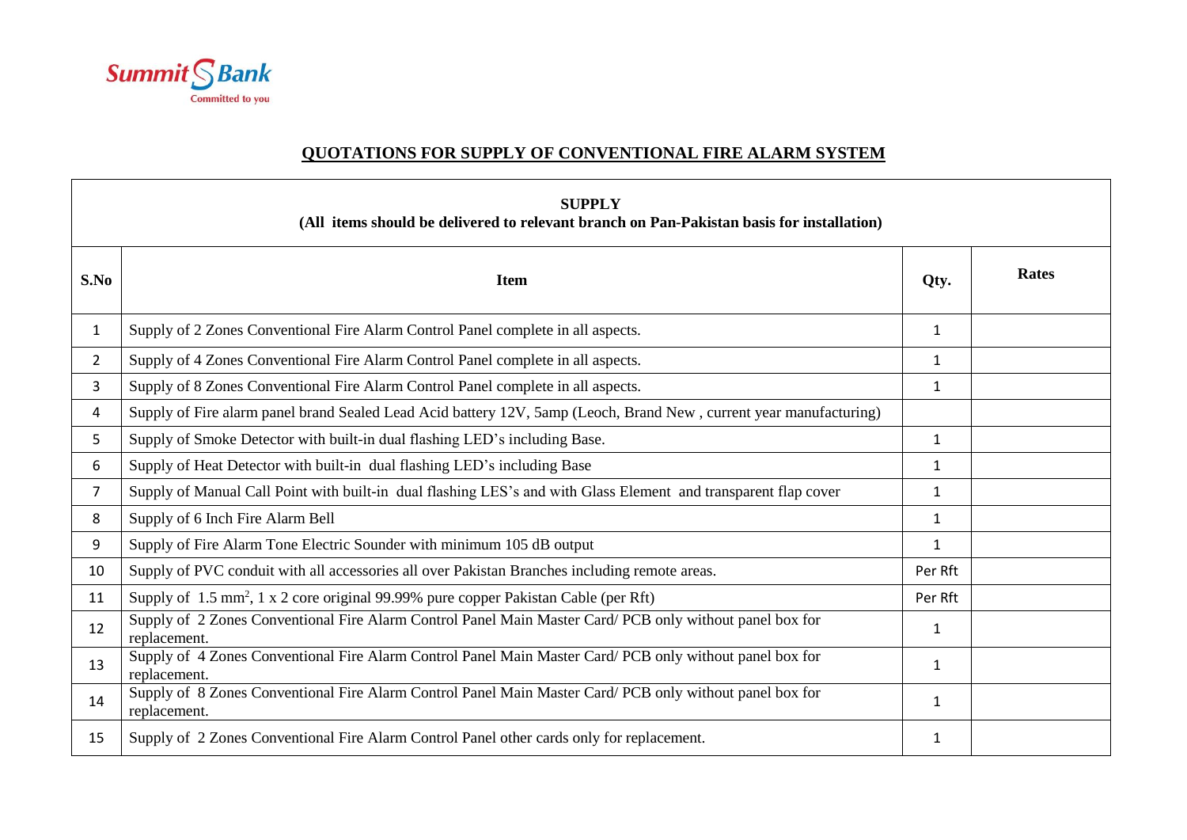Summit Bank
Committed to you

## QUOTATIONS FOR SUPPLY OF CONVENTIONAL FIRE ALARM SYSTEM

**SUPPLY**
**(All items should be delivered to relevant branch on Pan-Pakistan basis for installation)**

| S.No | Item | Qty. | Rates |
|---|---|---|---|
| 1 | Supply of 2 Zones Conventional Fire Alarm Control Panel complete in all aspects. | 1 | |
| 2 | Supply of 4 Zones Conventional Fire Alarm Control Panel complete in all aspects. | 1 | |
| 3 | Supply of 8 Zones Conventional Fire Alarm Control Panel complete in all aspects. | 1 | |
| 4 | Supply of Fire alarm panel brand Sealed Lead Acid battery 12V, 5amp (Leoch, Brand New , current year manufacturing) | | |
| 5 | Supply of Smoke Detector with built-in dual flashing LED's including Base. | 1 | |
| 6 | Supply of Heat Detector with built-in dual flashing LED's including Base | 1 | |
| 7 | Supply of Manual Call Point with built-in dual flashing LES's and with Glass Element and transparent flap cover | 1 | |
| 8 | Supply of 6 Inch Fire Alarm Bell | 1 | |
| 9 | Supply of Fire Alarm Tone Electric Sounder with minimum 105 dB output | 1 | |
| 10 | Supply of PVC conduit with all accessories all over Pakistan Branches including remote areas. | Per Rft | |
| 11 | Supply of 1.5 $mm^2$, 1 x 2 core original 99.99% pure copper Pakistan Cable (per Rft) | Per Rft | |
| 12 | Supply of 2 Zones Conventional Fire Alarm Control Panel Main Master Card/ PCB only without panel box for replacement. | 1 | |
| 13 | Supply of 4 Zones Conventional Fire Alarm Control Panel Main Master Card/ PCB only without panel box for replacement. | 1 | |
| 14 | Supply of 8 Zones Conventional Fire Alarm Control Panel Main Master Card/ PCB only without panel box for replacement. | 1 | |
| 15 | Supply of 2 Zones Conventional Fire Alarm Control Panel other cards only for replacement. | 1 | |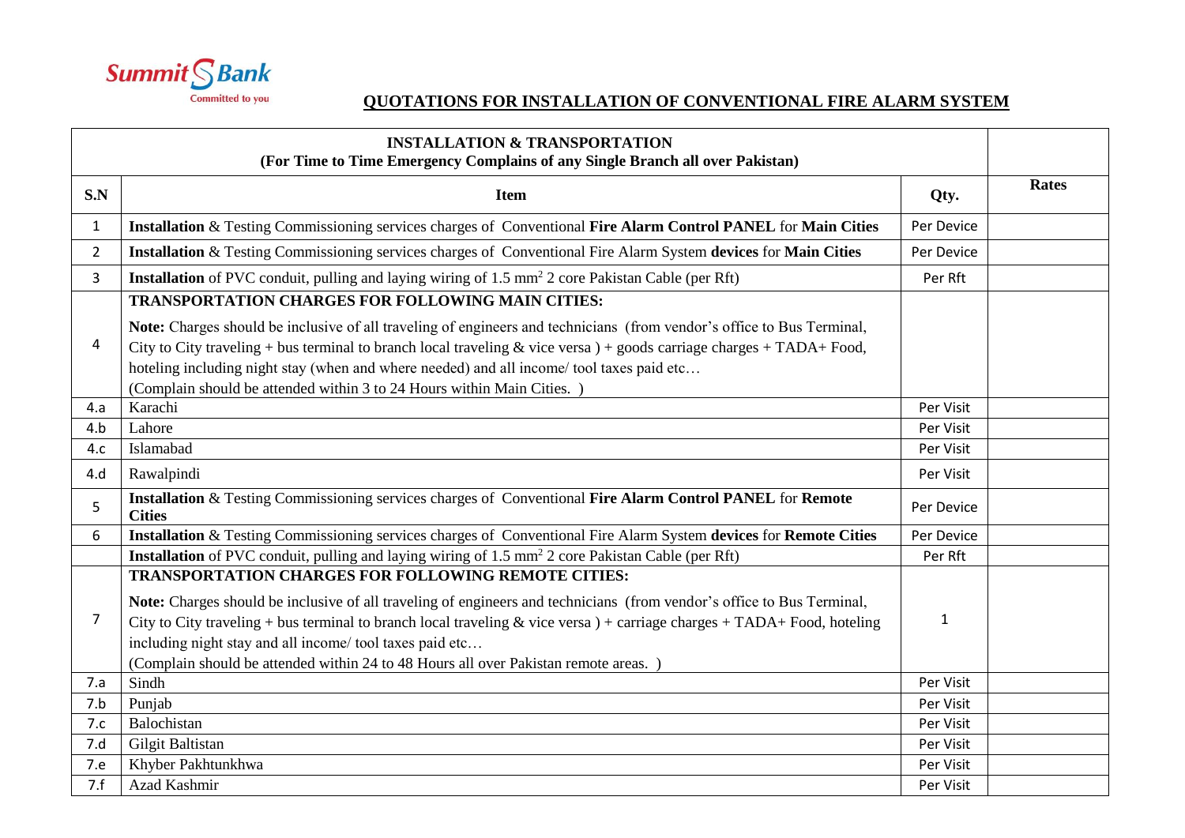Summit Bank
Committed to you

# QUOTATIONS FOR INSTALLATION OF CONVENTIONAL FIRE ALARM SYSTEM

| INSTALLATION & TRANSPORTATION (For Time to Time Emergency Complains of any Single Branch all over Pakistan) | | | |
|---|---|---|---|
| **S.N** | **Item** | **Qty.** | **Rates** |
| 1 | **Installation** & Testing Commissioning services charges of Conventional **Fire Alarm Control PANEL** for **Main Cities** | Per Device | |
| 2 | **Installation** & Testing Commissioning services charges of Conventional Fire Alarm System **devices** for **Main Cities** | Per Device | |
| 3 | **Installation** of PVC conduit, pulling and laying wiring of 1.5 $mm^2$ 2 core Pakistan Cable (per Rft) | Per Rft | |
| 4 | **TRANSPORTATION CHARGES FOR FOLLOWING MAIN CITIES:** **Note:** Charges should be inclusive of all traveling of engineers and technicians (from vendor's office to Bus Terminal, City to City traveling + bus terminal to branch local traveling & vice versa ) + goods carriage charges + TADA+ Food, hoteling including night stay (when and where needed) and all income/ tool taxes paid etc… (Complain should be attended within 3 to 24 Hours within Main Cities. ) | | |
| 4.a | Karachi | Per Visit | |
| 4.b | Lahore | Per Visit | |
| 4.c | Islamabad | Per Visit | |
| 4.d | Rawalpindi | Per Visit | |
| 5 | **Installation** & Testing Commissioning services charges of Conventional **Fire Alarm Control PANEL** for **Remote Cities** | Per Device | |
| 6 | **Installation** & Testing Commissioning services charges of Conventional Fire Alarm System **devices** for **Remote Cities** | Per Device | |
| | **Installation** of PVC conduit, pulling and laying wiring of 1.5 $mm^2$ 2 core Pakistan Cable (per Rft) | Per Rft | |
| 7 | **TRANSPORTATION CHARGES FOR FOLLOWING REMOTE CITIES:** **Note:** Charges should be inclusive of all traveling of engineers and technicians (from vendor's office to Bus Terminal, City to City traveling + bus terminal to branch local traveling & vice versa ) + carriage charges + TADA+ Food, hoteling including night stay and all income/ tool taxes paid etc… (Complain should be attended within 24 to 48 Hours all over Pakistan remote areas. ) | 1 | |
| 7.a | Sindh | Per Visit | |
| 7.b | Punjab | Per Visit | |
| 7.c | Balochistan | Per Visit | |
| 7.d | Gilgit Baltistan | Per Visit | |
| 7.e | Khyber Pakhtunkhwa | Per Visit | |
| 7.f | Azad Kashmir | Per Visit | |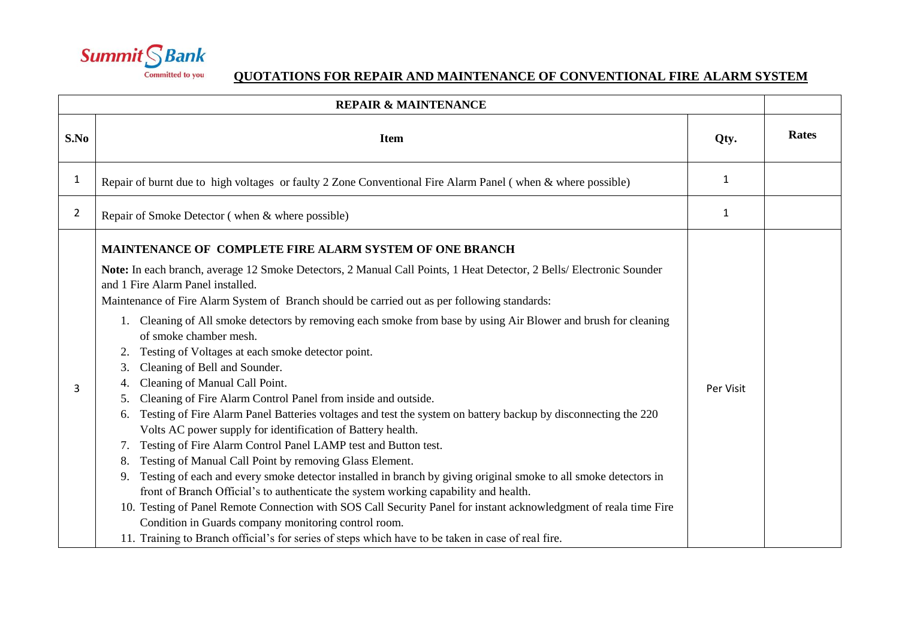Summit Bank
Committed to you

## QUOTATIONS FOR REPAIR AND MAINTENANCE OF CONVENTIONAL FIRE ALARM SYSTEM

| REPAIR & MAINTENANCE | | | |
|---|---|---|---|
| **S.No** | **Item** | **Qty.** | **Rates** |
| 1 | Repair of burnt due to high voltages or faulty 2 Zone Conventional Fire Alarm Panel ( when & where possible) | 1 | |
| 2 | Repair of Smoke Detector ( when & where possible) | 1 | |
| 3 | **MAINTENANCE OF COMPLETE FIRE ALARM SYSTEM OF ONE BRANCH**<br>**Note:** In each branch, average 12 Smoke Detectors, 2 Manual Call Points, 1 Heat Detector, 2 Bells/ Electronic Sounder and 1 Fire Alarm Panel installed.<br>Maintenance of Fire Alarm System of Branch should be carried out as per following standards:<br>1. Cleaning of All smoke detectors by removing each smoke from base by using Air Blower and brush for cleaning of smoke chamber mesh.<br>2. Testing of Voltages at each smoke detector point.<br>3. Cleaning of Bell and Sounder.<br>4. Cleaning of Manual Call Point.<br>5. Cleaning of Fire Alarm Control Panel from inside and outside.<br>6. Testing of Fire Alarm Panel Batteries voltages and test the system on battery backup by disconnecting the 220 Volts AC power supply for identification of Battery health.<br>7. Testing of Fire Alarm Control Panel LAMP test and Button test.<br>8. Testing of Manual Call Point by removing Glass Element.<br>9. Testing of each and every smoke detector installed in branch by giving original smoke to all smoke detectors in front of Branch Official's to authenticate the system working capability and health.<br>10. Testing of Panel Remote Connection with SOS Call Security Panel for instant acknowledgment of reala time Fire Condition in Guards company monitoring control room.<br>11. Training to Branch official's for series of steps which have to be taken in case of real fire. | Per Visit | |